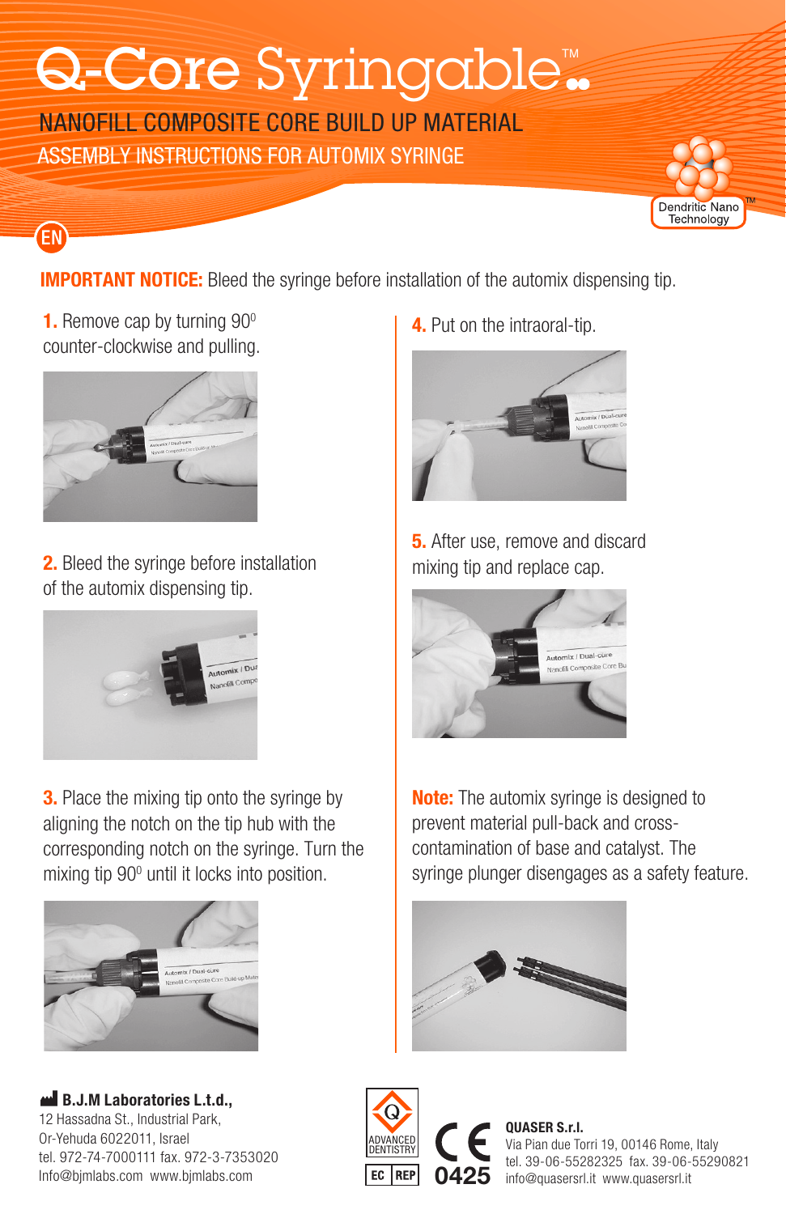# Q-Core Syringable™

## NANOFILL COMPOSITE CORE BUILD UP MATERIAL

### ASSEMBLY INSTRUCTIONS FOR AUTOMIX SYRINGE

Dendritic Nano Technology™

EN

**IMPORTANT NOTICE:** Bleed the syringe before installation of the automix dispensing tip.

**1.** Remove cap by turning 90° counter-clockwise and pulling.

**2.** Bleed the syringe before installation of the automix dispensing tip.

**3.** Place the mixing tip onto the syringe by aligning the notch on the tip hub with the corresponding notch on the syringe. Turn the mixing tip 90° until it locks into position.

**4.** Put on the intraoral-tip.

**5.** After use, remove and discard mixing tip and replace cap.

**Note:** The automix syringe is designed to prevent material pull-back and cross-contamination of base and catalyst. The syringe plunger disengages as a safety feature.

**B.J.M Laboratories L.t.d.,**
12 Hassadna St., Industrial Park,
Or-Yehuda 6022011, Israel
tel. 972-74-7000111 fax. 972-3-7353020
Info@bjmlabs.com www.bjmlabs.com

ADVANCED DENTISTRY

EC REP

CE 0425

**QUASER S.r.l.**
Via Pian due Torri 19, 00146 Rome, Italy
tel. 39-06-55282325 fax. 39-06-55290821
info@quasersrl.it www.quasersrl.it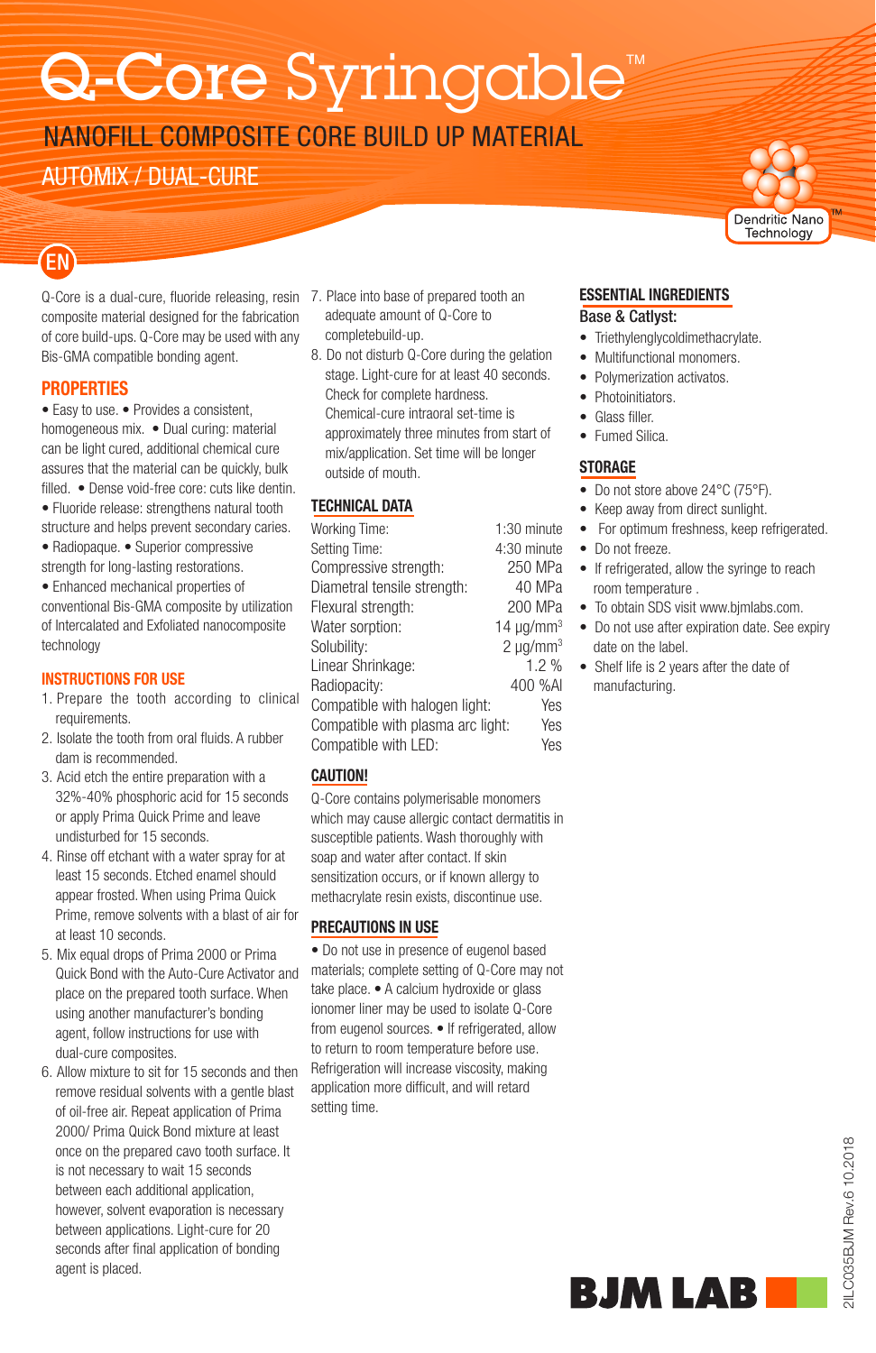# Q-Core Syringable™

## NANOFILL COMPOSITE CORE BUILD UP MATERIAL

## AUTOMIX / DUAL-CURE

Dendritic Nano Technology™

EN

Q-Core is a dual-cure, fluoride releasing, resin composite material designed for the fabrication of core build-ups. Q-Core may be used with any Bis-GMA compatible bonding agent.

### PROPERTIES

• Easy to use. • Provides a consistent, homogeneous mix. • Dual curing: material can be light cured, additional chemical cure assures that the material can be quickly, bulk filled. • Dense void-free core: cuts like dentin. • Fluoride release: strengthens natural tooth structure and helps prevent secondary caries. • Radiopaque. • Superior compressive strength for long-lasting restorations. • Enhanced mechanical properties of conventional Bis-GMA composite by utilization of Intercalated and Exfoliated nanocomposite technology

### INSTRUCTIONS FOR USE

1. Prepare the tooth according to clinical requirements.
2. Isolate the tooth from oral fluids. A rubber dam is recommended.
3. Acid etch the entire preparation with a 32%-40% phosphoric acid for 15 seconds or apply Prima Quick Prime and leave undisturbed for 15 seconds.
4. Rinse off etchant with a water spray for at least 15 seconds. Etched enamel should appear frosted. When using Prima Quick Prime, remove solvents with a blast of air for at least 10 seconds.
5. Mix equal drops of Prima 2000 or Prima Quick Bond with the Auto-Cure Activator and place on the prepared tooth surface. When using another manufacturer's bonding agent, follow instructions for use with dual-cure composites.
6. Allow mixture to sit for 15 seconds and then remove residual solvents with a gentle blast of oil-free air. Repeat application of Prima 2000/ Prima Quick Bond mixture at least once on the prepared cavo tooth surface. It is not necessary to wait 15 seconds between each additional application, however, solvent evaporation is necessary between applications. Light-cure for 20 seconds after final application of bonding agent is placed.
7. Place into base of prepared tooth an adequate amount of Q-Core to completebuild-up.
8. Do not disturb Q-Core during the gelation stage. Light-cure for at least 40 seconds. Check for complete hardness. Chemical-cure intraoral set-time is approximately three minutes from start of mix/application. Set time will be longer outside of mouth.

### TECHNICAL DATA

| | |
|---|---|
| Working Time: | 1:30 minute |
| Setting Time: | 4:30 minute |
| Compressive strength: | 250 MPa |
| Diametral tensile strength: | 40 MPa |
| Flexural strength: | 200 MPa |
| Water sorption: | 14 $\mu g/mm^3$ |
| Solubility: | 2 $\mu g/mm^3$ |
| Linear Shrinkage: | 1.2 % |
| Radiopacity: | 400 %Al |
| Compatible with halogen light: | Yes |
| Compatible with plasma arc light: | Yes |
| Compatible with LED: | Yes |

### CAUTION!

Q-Core contains polymerisable monomers which may cause allergic contact dermatitis in susceptible patients. Wash thoroughly with soap and water after contact. If skin sensitization occurs, or if known allergy to methacrylate resin exists, discontinue use.

### PRECAUTIONS IN USE

• Do not use in presence of eugenol based materials; complete setting of Q-Core may not take place. • A calcium hydroxide or glass ionomer liner may be used to isolate Q-Core from eugenol sources. • If refrigerated, allow to return to room temperature before use. Refrigeration will increase viscosity, making application more difficult, and will retard setting time.

### ESSENTIAL INGREDIENTS

**Base & Catlyst:**

- Triethylenglycoldimethacrylate.
- Multifunctional monomers.
- Polymerization activatos.
- Photoinitiators.
- Glass filler.
- Fumed Silica.

### STORAGE

- Do not store above 24°C (75°F).
- Keep away from direct sunlight.
- For optimum freshness, keep refrigerated.
- Do not freeze.
- If refrigerated, allow the syringe to reach room temperature .
- To obtain SDS visit www.bjmlabs.com.
- Do not use after expiration date. See expiry date on the label.
- Shelf life is 2 years after the date of manufacturing.

BJM LAB

2ILC035BJM Rev.6 10.2018